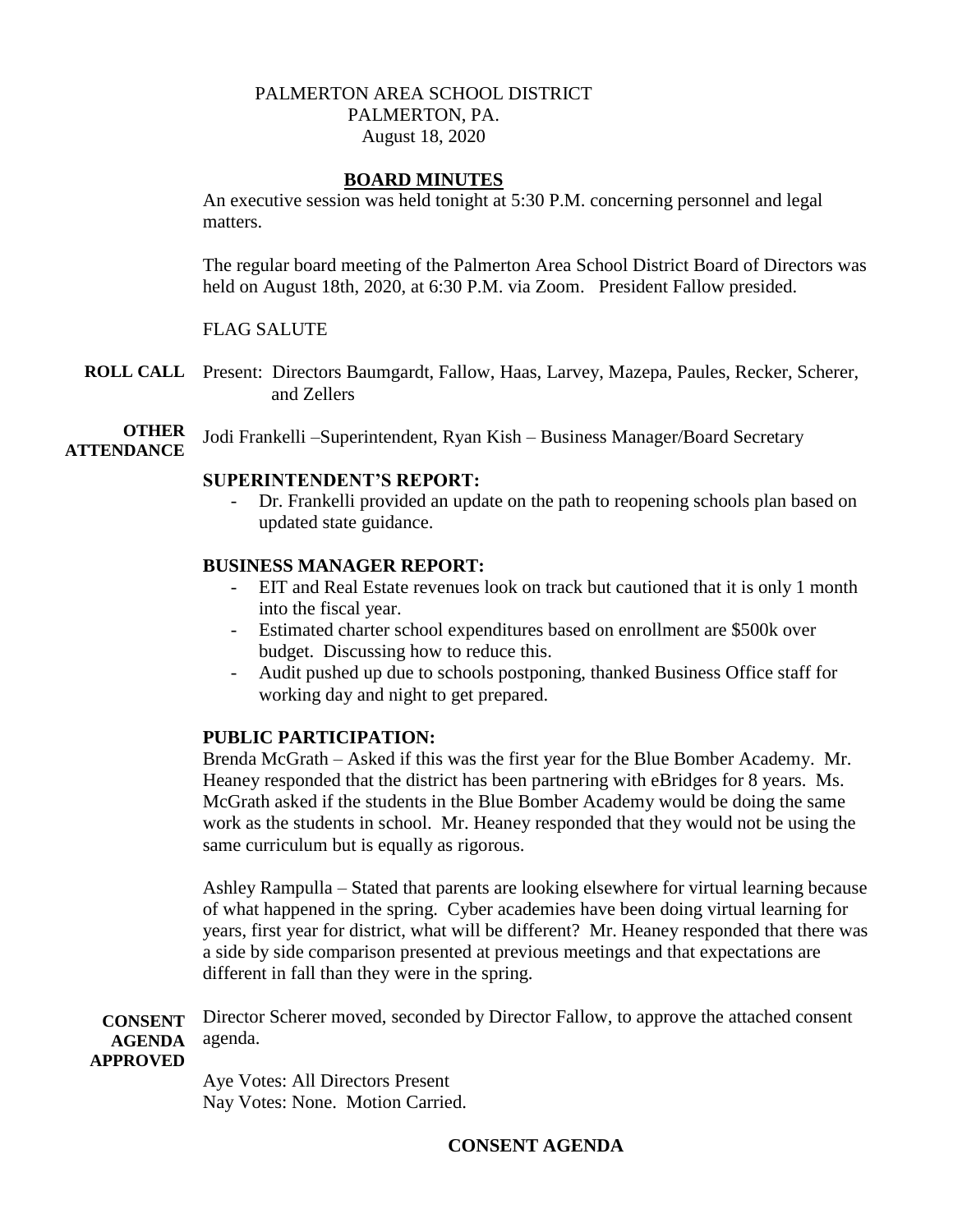PALMERTON AREA SCHOOL DISTRICT
PALMERTON, PA.
August 18, 2020

## BOARD MINUTES

An executive session was held tonight at 5:30 P.M. concerning personnel and legal matters.

The regular board meeting of the Palmerton Area School District Board of Directors was held on August 18th, 2020, at 6:30 P.M. via Zoom. President Fallow presided.

FLAG SALUTE

**ROLL CALL** Present: Directors Baumgardt, Fallow, Haas, Larvey, Mazepa, Paules, Recker, Scherer, and Zellers

**OTHER ATTENDANCE** Jodi Frankelli –Superintendent, Ryan Kish – Business Manager/Board Secretary

**SUPERINTENDENT'S REPORT:**

- Dr. Frankelli provided an update on the path to reopening schools plan based on updated state guidance.

**BUSINESS MANAGER REPORT:**

- EIT and Real Estate revenues look on track but cautioned that it is only 1 month into the fiscal year.
- Estimated charter school expenditures based on enrollment are \$500k over budget. Discussing how to reduce this.
- Audit pushed up due to schools postponing, thanked Business Office staff for working day and night to get prepared.

**PUBLIC PARTICIPATION:**

Brenda McGrath – Asked if this was the first year for the Blue Bomber Academy. Mr. Heaney responded that the district has been partnering with eBridges for 8 years. Ms. McGrath asked if the students in the Blue Bomber Academy would be doing the same work as the students in school. Mr. Heaney responded that they would not be using the same curriculum but is equally as rigorous.

Ashley Rampulla – Stated that parents are looking elsewhere for virtual learning because of what happened in the spring. Cyber academies have been doing virtual learning for years, first year for district, what will be different? Mr. Heaney responded that there was a side by side comparison presented at previous meetings and that expectations are different in fall than they were in the spring.

**CONSENT AGENDA APPROVED** Director Scherer moved, seconded by Director Fallow, to approve the attached consent agenda.

Aye Votes: All Directors Present
Nay Votes: None. Motion Carried.

**CONSENT AGENDA**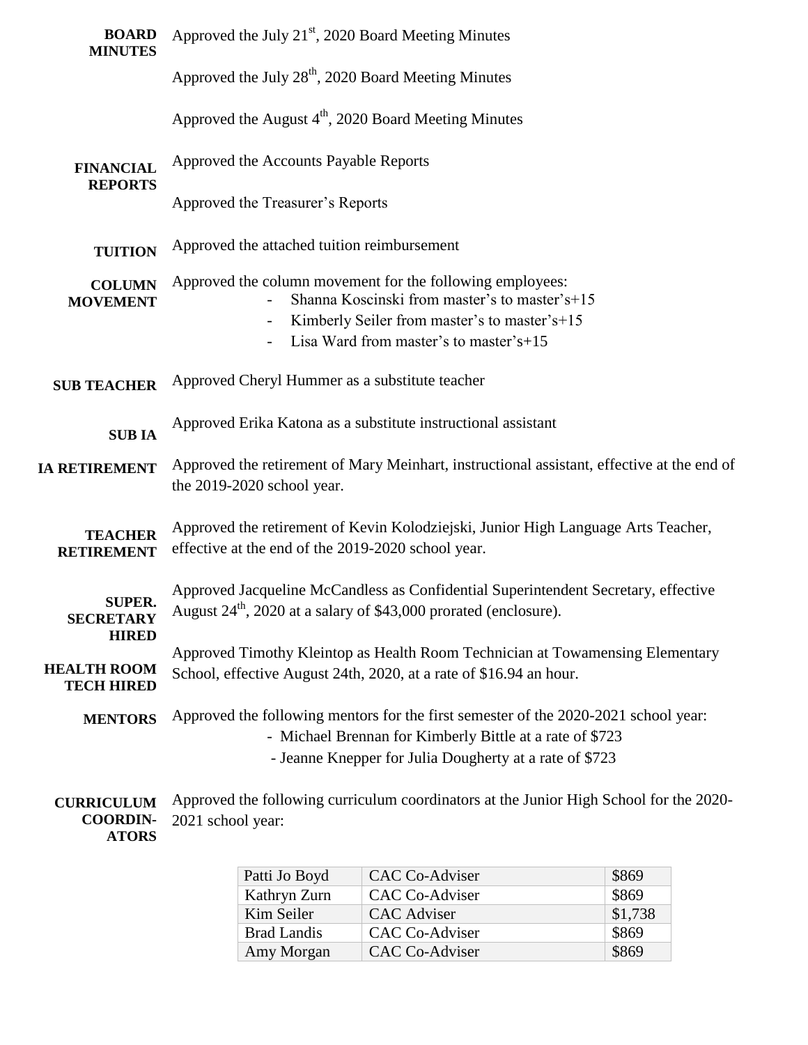**BOARD MINUTES**

Approved the July 21st, 2020 Board Meeting Minutes

Approved the July 28th, 2020 Board Meeting Minutes

Approved the August 4th, 2020 Board Meeting Minutes

**FINANCIAL REPORTS**

Approved the Accounts Payable Reports

Approved the Treasurer's Reports

**TUITION**

Approved the attached tuition reimbursement

**COLUMN MOVEMENT**

Approved the column movement for the following employees:

- Shanna Koscinski from master's to master's+15
- Kimberly Seiler from master's to master's+15
- Lisa Ward from master's to master's+15

**SUB TEACHER**

Approved Cheryl Hummer as a substitute teacher

**SUB IA**

Approved Erika Katona as a substitute instructional assistant

**IA RETIREMENT**

Approved the retirement of Mary Meinhart, instructional assistant, effective at the end of the 2019-2020 school year.

**TEACHER RETIREMENT**

Approved the retirement of Kevin Kolodziejski, Junior High Language Arts Teacher, effective at the end of the 2019-2020 school year.

**SUPER. SECRETARY HIRED**

Approved Jacqueline McCandless as Confidential Superintendent Secretary, effective August 24th, 2020 at a salary of $43,000 prorated (enclosure).

**HEALTH ROOM TECH HIRED**

Approved Timothy Kleintop as Health Room Technician at Towamensing Elementary School, effective August 24th, 2020, at a rate of $16.94 an hour.

**MENTORS**

Approved the following mentors for the first semester of the 2020-2021 school year:

- Michael Brennan for Kimberly Bittle at a rate of $723
- Jeanne Knepper for Julia Dougherty at a rate of $723

**CURRICULUM COORDINATORS**

Approved the following curriculum coordinators at the Junior High School for the 2020-2021 school year:

| Name | Position | Amount |
|---|---|---|
| Patti Jo Boyd | CAC Co-Adviser | $869 |
| Kathryn Zurn | CAC Co-Adviser | $869 |
| Kim Seiler | CAC Adviser | $1,738 |
| Brad Landis | CAC Co-Adviser | $869 |
| Amy Morgan | CAC Co-Adviser | $869 |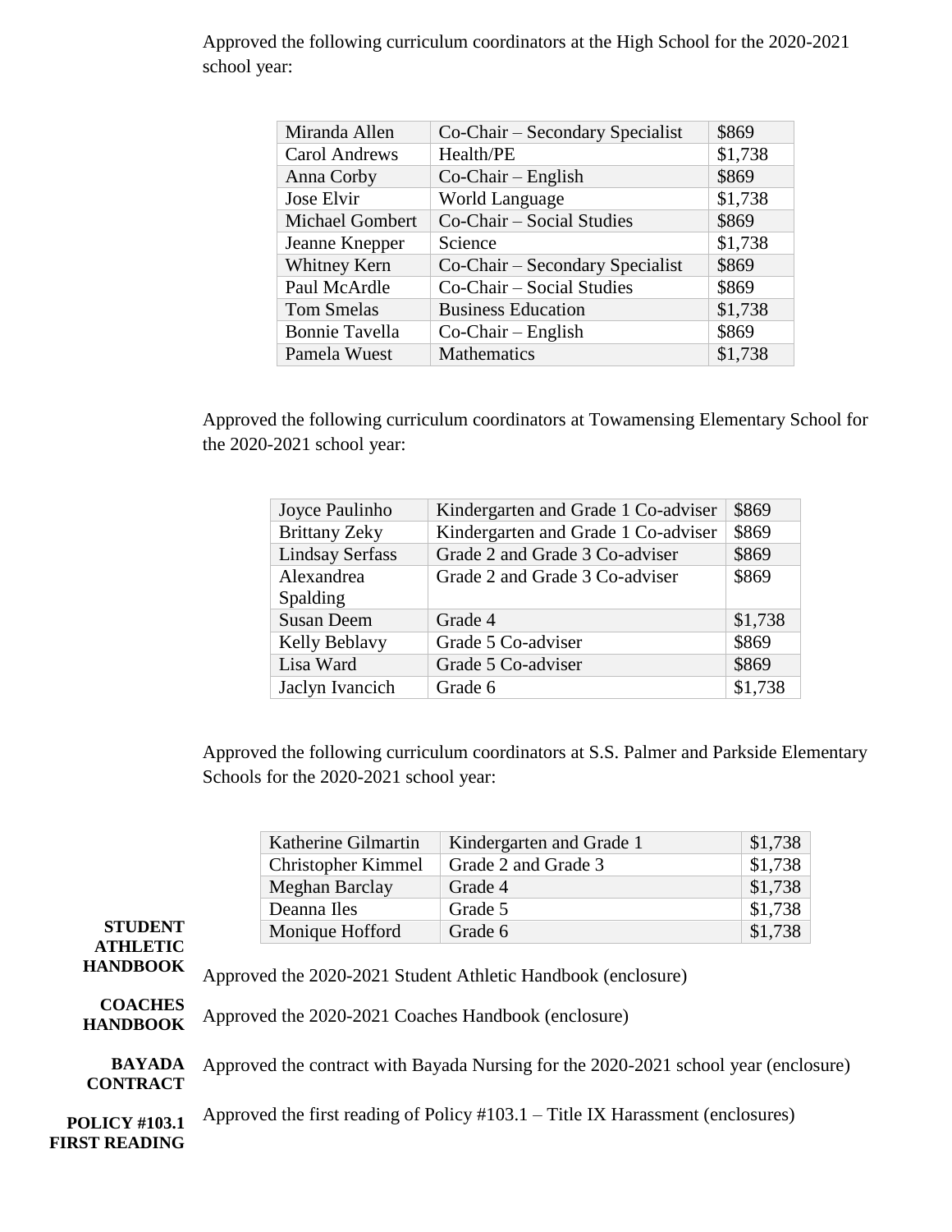Approved the following curriculum coordinators at the High School for the 2020-2021 school year:

| | | |
|---|---|---|
| Miranda Allen | Co-Chair – Secondary Specialist | $869 |
| Carol Andrews | Health/PE | $1,738 |
| Anna Corby | Co-Chair – English | $869 |
| Jose Elvir | World Language | $1,738 |
| Michael Gombert | Co-Chair – Social Studies | $869 |
| Jeanne Knepper | Science | $1,738 |
| Whitney Kern | Co-Chair – Secondary Specialist | $869 |
| Paul McArdle | Co-Chair – Social Studies | $869 |
| Tom Smelas | Business Education | $1,738 |
| Bonnie Tavella | Co-Chair – English | $869 |
| Pamela Wuest | Mathematics | $1,738 |

Approved the following curriculum coordinators at Towamensing Elementary School for the 2020-2021 school year:

| | | |
|---|---|---|
| Joyce Paulinho | Kindergarten and Grade 1 Co-adviser | $869 |
| Brittany Zeky | Kindergarten and Grade 1 Co-adviser | $869 |
| Lindsay Serfass | Grade 2 and Grade 3 Co-adviser | $869 |
| Alexandrea Spalding | Grade 2 and Grade 3 Co-adviser | $869 |
| Susan Deem | Grade 4 | $1,738 |
| Kelly Beblavy | Grade 5 Co-adviser | $869 |
| Lisa Ward | Grade 5 Co-adviser | $869 |
| Jaclyn Ivancich | Grade 6 | $1,738 |

Approved the following curriculum coordinators at S.S. Palmer and Parkside Elementary Schools for the 2020-2021 school year:

| | | |
|---|---|---|
| Katherine Gilmartin | Kindergarten and Grade 1 | $1,738 |
| Christopher Kimmel | Grade 2 and Grade 3 | $1,738 |
| Meghan Barclay | Grade 4 | $1,738 |
| Deanna Iles | Grade 5 | $1,738 |
| Monique Hofford | Grade 6 | $1,738 |

**STUDENT ATHLETIC HANDBOOK**

Approved the 2020-2021 Student Athletic Handbook (enclosure)

**COACHES HANDBOOK**

Approved the 2020-2021 Coaches Handbook (enclosure)

**BAYADA CONTRACT**

Approved the contract with Bayada Nursing for the 2020-2021 school year (enclosure)

**POLICY #103.1 FIRST READING**

Approved the first reading of Policy #103.1 – Title IX Harassment (enclosures)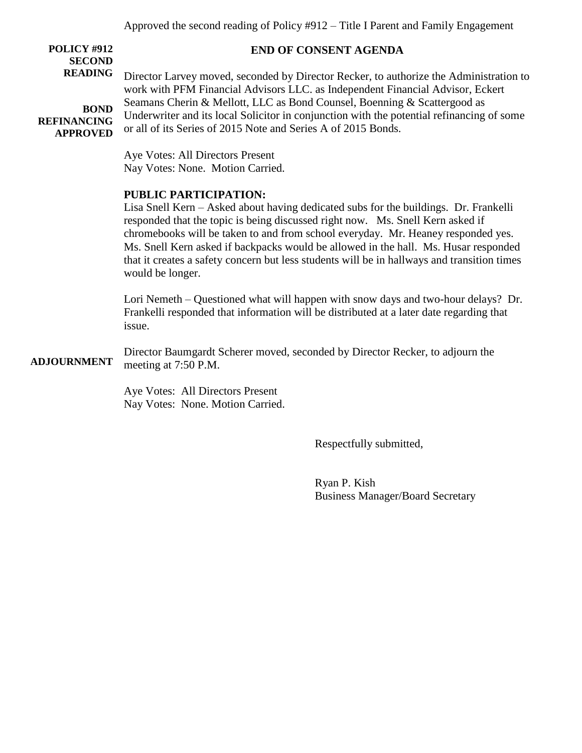Approved the second reading of Policy #912 – Title I Parent and Family Engagement

**POLICY #912 SECOND READING**

**END OF CONSENT AGENDA**

**BOND REFINANCING APPROVED**

Director Larvey moved, seconded by Director Recker, to authorize the Administration to work with PFM Financial Advisors LLC. as Independent Financial Advisor, Eckert Seamans Cherin & Mellott, LLC as Bond Counsel, Boenning & Scattergood as Underwriter and its local Solicitor in conjunction with the potential refinancing of some or all of its Series of 2015 Note and Series A of 2015 Bonds.

Aye Votes: All Directors Present
Nay Votes: None. Motion Carried.

**PUBLIC PARTICIPATION:**

Lisa Snell Kern – Asked about having dedicated subs for the buildings. Dr. Frankelli responded that the topic is being discussed right now. Ms. Snell Kern asked if chromebooks will be taken to and from school everyday. Mr. Heaney responded yes. Ms. Snell Kern asked if backpacks would be allowed in the hall. Ms. Husar responded that it creates a safety concern but less students will be in hallways and transition times would be longer.

Lori Nemeth – Questioned what will happen with snow days and two-hour delays? Dr. Frankelli responded that information will be distributed at a later date regarding that issue.

**ADJOURNMENT**

Director Baumgardt Scherer moved, seconded by Director Recker, to adjourn the meeting at 7:50 P.M.

Aye Votes: All Directors Present
Nay Votes: None. Motion Carried.

Respectfully submitted,

Ryan P. Kish
Business Manager/Board Secretary